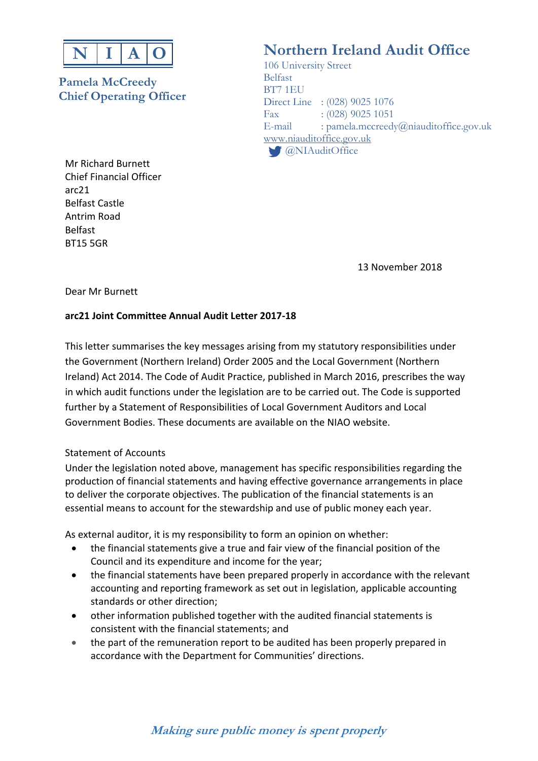N I A O

**Pamela McCreedy**
**Chief Operating Officer**

**Northern Ireland Audit Office**

106 University Street
Belfast
BT7 1EU
Direct Line : (028) 9025 1076
Fax : (028) 9025 1051
E-mail : pamela.mccreedy@niauditoffice.gov.uk
www.niauditoffice.gov.uk
@NIAuditOffice

Mr Richard Burnett
Chief Financial Officer
arc21
Belfast Castle
Antrim Road
Belfast
BT15 5GR

13 November 2018

Dear Mr Burnett

**arc21 Joint Committee Annual Audit Letter 2017-18**

This letter summarises the key messages arising from my statutory responsibilities under the Government (Northern Ireland) Order 2005 and the Local Government (Northern Ireland) Act 2014. The Code of Audit Practice, published in March 2016, prescribes the way in which audit functions under the legislation are to be carried out. The Code is supported further by a Statement of Responsibilities of Local Government Auditors and Local Government Bodies. These documents are available on the NIAO website.

Statement of Accounts

Under the legislation noted above, management has specific responsibilities regarding the production of financial statements and having effective governance arrangements in place to deliver the corporate objectives. The publication of the financial statements is an essential means to account for the stewardship and use of public money each year.

As external auditor, it is my responsibility to form an opinion on whether:

- the financial statements give a true and fair view of the financial position of the Council and its expenditure and income for the year;
- the financial statements have been prepared properly in accordance with the relevant accounting and reporting framework as set out in legislation, applicable accounting standards or other direction;
- other information published together with the audited financial statements is consistent with the financial statements; and
- the part of the remuneration report to be audited has been properly prepared in accordance with the Department for Communities' directions.

*Making sure public money is spent properly*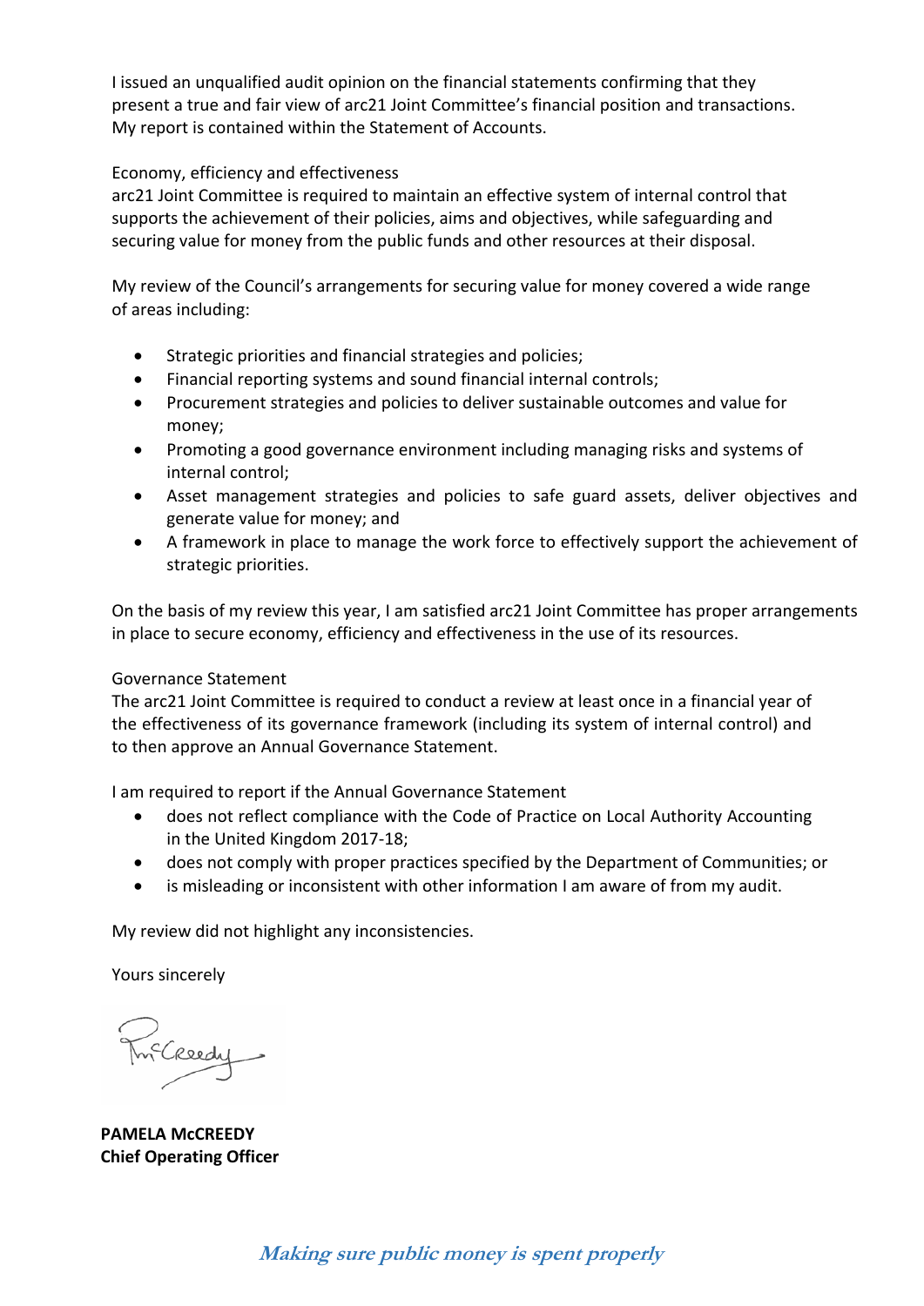I issued an unqualified audit opinion on the financial statements confirming that they present a true and fair view of arc21 Joint Committee's financial position and transactions. My report is contained within the Statement of Accounts.

Economy, efficiency and effectiveness

arc21 Joint Committee is required to maintain an effective system of internal control that supports the achievement of their policies, aims and objectives, while safeguarding and securing value for money from the public funds and other resources at their disposal.

My review of the Council's arrangements for securing value for money covered a wide range of areas including:

- Strategic priorities and financial strategies and policies;
- Financial reporting systems and sound financial internal controls;
- Procurement strategies and policies to deliver sustainable outcomes and value for money;
- Promoting a good governance environment including managing risks and systems of internal control;
- Asset management strategies and policies to safe guard assets, deliver objectives and generate value for money; and
- A framework in place to manage the work force to effectively support the achievement of strategic priorities.

On the basis of my review this year, I am satisfied arc21 Joint Committee has proper arrangements in place to secure economy, efficiency and effectiveness in the use of its resources.

Governance Statement

The arc21 Joint Committee is required to conduct a review at least once in a financial year of the effectiveness of its governance framework (including its system of internal control) and to then approve an Annual Governance Statement.

I am required to report if the Annual Governance Statement

- does not reflect compliance with the Code of Practice on Local Authority Accounting in the United Kingdom 2017-18;
- does not comply with proper practices specified by the Department of Communities; or
- is misleading or inconsistent with other information I am aware of from my audit.

My review did not highlight any inconsistencies.

Yours sincerely

**PAMELA McCREEDY**
**Chief Operating Officer**

*Making sure public money is spent properly*